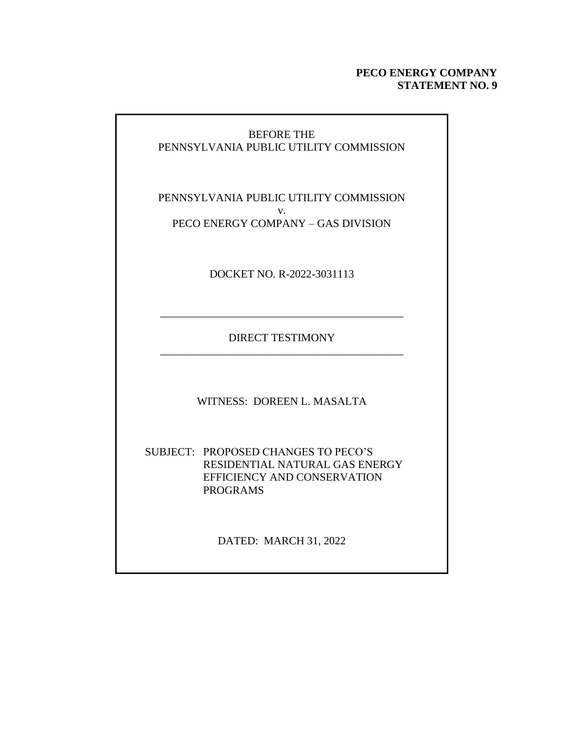**PECO ENERGY COMPANY**
**STATEMENT NO. 9**

BEFORE THE
PENNSYLVANIA PUBLIC UTILITY COMMISSION

PENNSYLVANIA PUBLIC UTILITY COMMISSION
v.
PECO ENERGY COMPANY – GAS DIVISION

DOCKET NO. R-2022-3031113

---

DIRECT TESTIMONY

---

WITNESS: DOREEN L. MASALTA

SUBJECT: PROPOSED CHANGES TO PECO'S RESIDENTIAL NATURAL GAS ENERGY EFFICIENCY AND CONSERVATION PROGRAMS

DATED: MARCH 31, 2022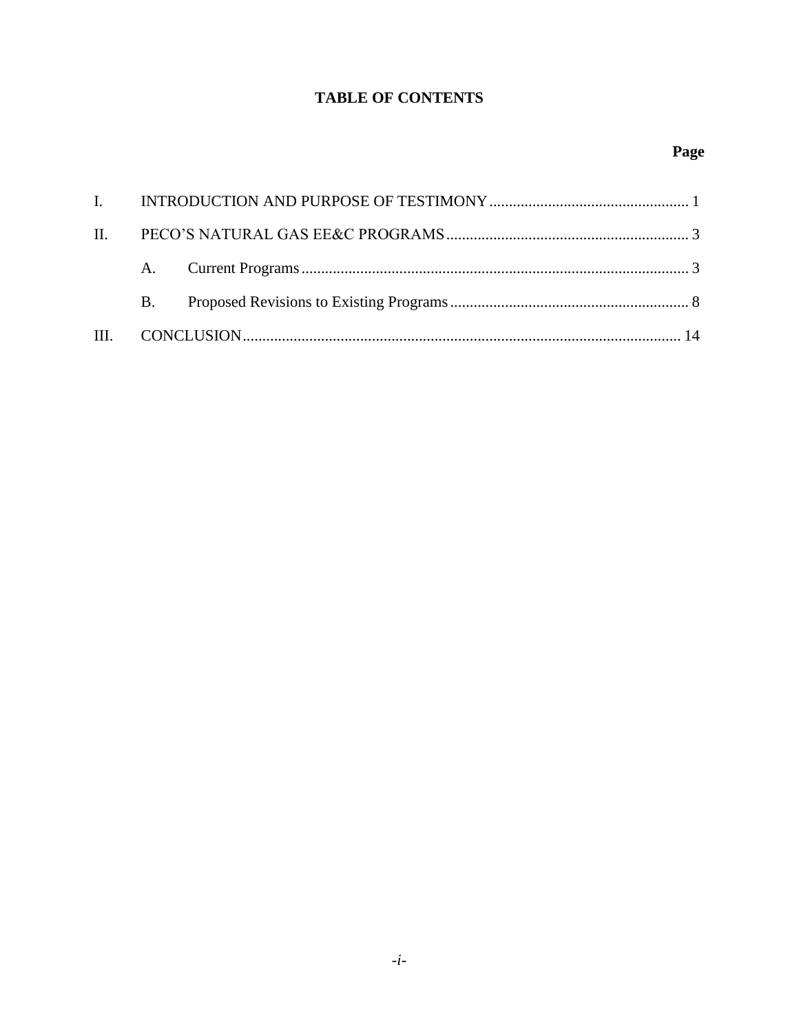# TABLE OF CONTENTS

| | | Page |
|---|---|---|
| I. | INTRODUCTION AND PURPOSE OF TESTIMONY | 1 |
| II. | PECO'S NATURAL GAS EE&C PROGRAMS | 3 |
| | A. Current Programs | 3 |
| | B. Proposed Revisions to Existing Programs | 8 |
| III. | CONCLUSION | 14 |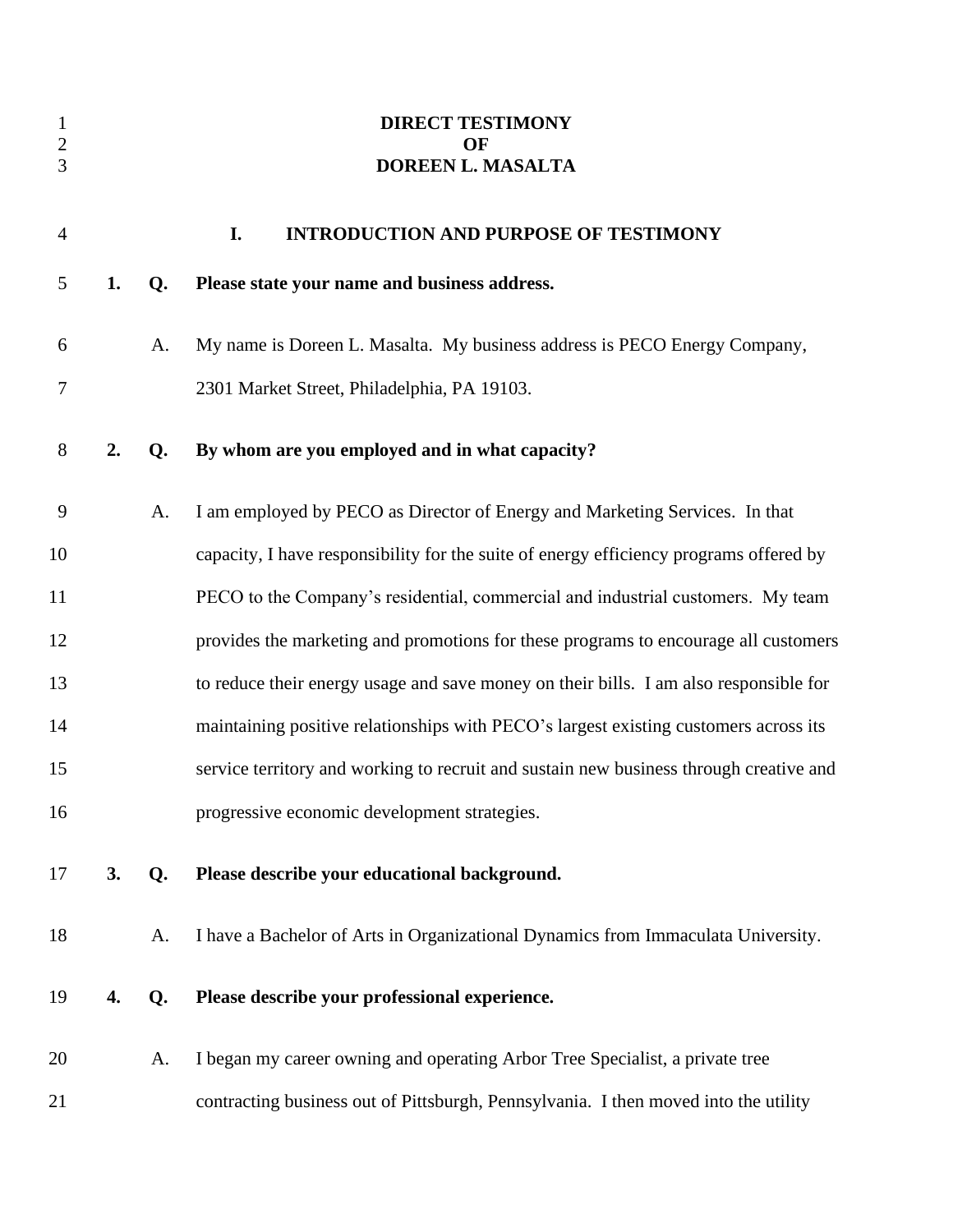# DIRECT TESTIMONY
# OF
# DOREEN L. MASALTA

## I. INTRODUCTION AND PURPOSE OF TESTIMONY

**1. Q. Please state your name and business address.**

A. My name is Doreen L. Masalta. My business address is PECO Energy Company, 2301 Market Street, Philadelphia, PA 19103.

**2. Q. By whom are you employed and in what capacity?**

A. I am employed by PECO as Director of Energy and Marketing Services. In that capacity, I have responsibility for the suite of energy efficiency programs offered by PECO to the Company's residential, commercial and industrial customers. My team provides the marketing and promotions for these programs to encourage all customers to reduce their energy usage and save money on their bills. I am also responsible for maintaining positive relationships with PECO's largest existing customers across its service territory and working to recruit and sustain new business through creative and progressive economic development strategies.

**3. Q. Please describe your educational background.**

A. I have a Bachelor of Arts in Organizational Dynamics from Immaculata University.

**4. Q. Please describe your professional experience.**

A. I began my career owning and operating Arbor Tree Specialist, a private tree contracting business out of Pittsburgh, Pennsylvania. I then moved into the utility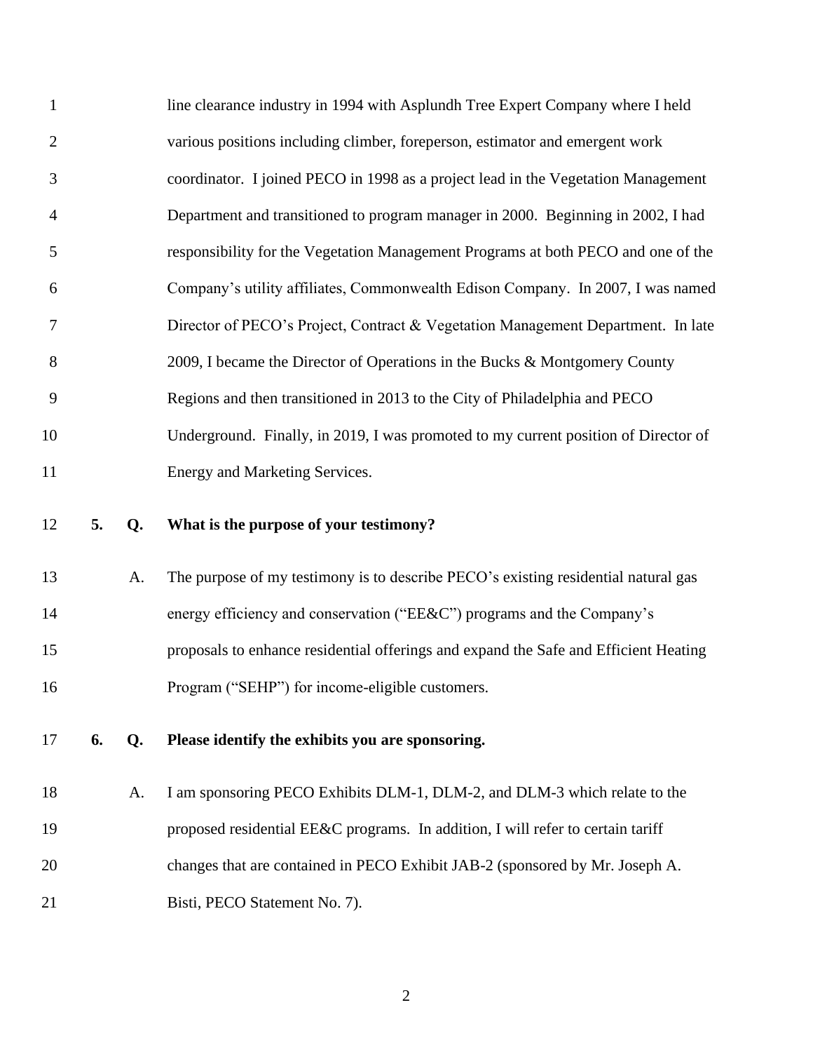line clearance industry in 1994 with Asplundh Tree Expert Company where I held various positions including climber, foreperson, estimator and emergent work coordinator. I joined PECO in 1998 as a project lead in the Vegetation Management Department and transitioned to program manager in 2000. Beginning in 2002, I had responsibility for the Vegetation Management Programs at both PECO and one of the Company's utility affiliates, Commonwealth Edison Company. In 2007, I was named Director of PECO's Project, Contract & Vegetation Management Department. In late 2009, I became the Director of Operations in the Bucks & Montgomery County Regions and then transitioned in 2013 to the City of Philadelphia and PECO Underground. Finally, in 2019, I was promoted to my current position of Director of Energy and Marketing Services.

**5. Q. What is the purpose of your testimony?**

A. The purpose of my testimony is to describe PECO's existing residential natural gas energy efficiency and conservation ("EE&C") programs and the Company's proposals to enhance residential offerings and expand the Safe and Efficient Heating Program ("SEHP") for income-eligible customers.

**6. Q. Please identify the exhibits you are sponsoring.**

A. I am sponsoring PECO Exhibits DLM-1, DLM-2, and DLM-3 which relate to the proposed residential EE&C programs. In addition, I will refer to certain tariff changes that are contained in PECO Exhibit JAB-2 (sponsored by Mr. Joseph A. Bisti, PECO Statement No. 7).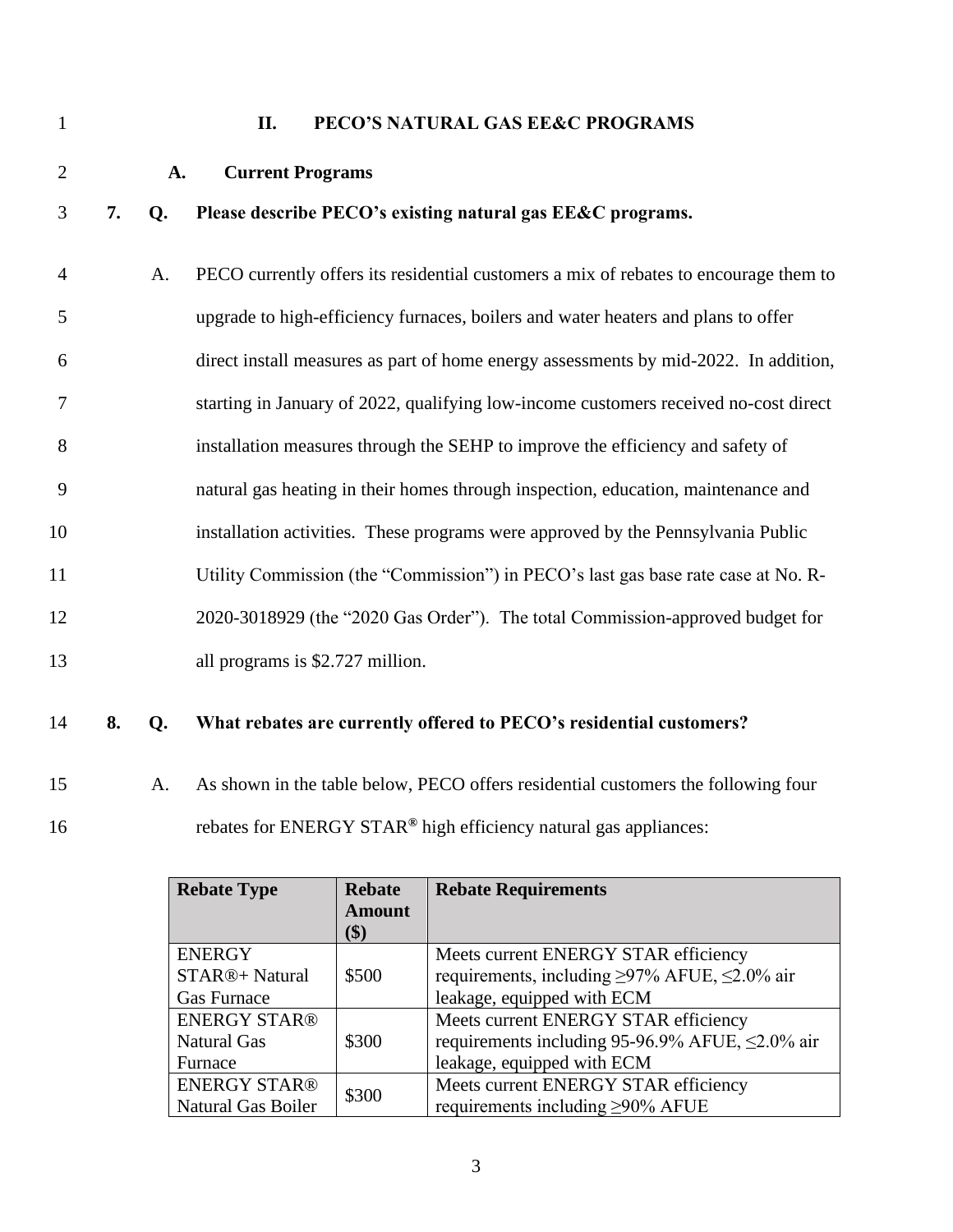## II. PECO'S NATURAL GAS EE&C PROGRAMS

### A. Current Programs

**7. Q. Please describe PECO's existing natural gas EE&C programs.**

A. PECO currently offers its residential customers a mix of rebates to encourage them to upgrade to high-efficiency furnaces, boilers and water heaters and plans to offer direct install measures as part of home energy assessments by mid-2022. In addition, starting in January of 2022, qualifying low-income customers received no-cost direct installation measures through the SEHP to improve the efficiency and safety of natural gas heating in their homes through inspection, education, maintenance and installation activities. These programs were approved by the Pennsylvania Public Utility Commission (the "Commission") in PECO's last gas base rate case at No. R-2020-3018929 (the "2020 Gas Order"). The total Commission-approved budget for all programs is $2.727 million.

**8. Q. What rebates are currently offered to PECO's residential customers?**

A. As shown in the table below, PECO offers residential customers the following four rebates for ENERGY STAR® high efficiency natural gas appliances:

| Rebate Type | Rebate Amount ($) | Rebate Requirements |
|---|---|---|
| ENERGY STAR®+ Natural Gas Furnace | $500 | Meets current ENERGY STAR efficiency requirements, including ≥97% AFUE, ≤2.0% air leakage, equipped with ECM |
| ENERGY STAR® Natural Gas Furnace | $300 | Meets current ENERGY STAR efficiency requirements including 95-96.9% AFUE, ≤2.0% air leakage, equipped with ECM |
| ENERGY STAR® Natural Gas Boiler | $300 | Meets current ENERGY STAR efficiency requirements including ≥90% AFUE |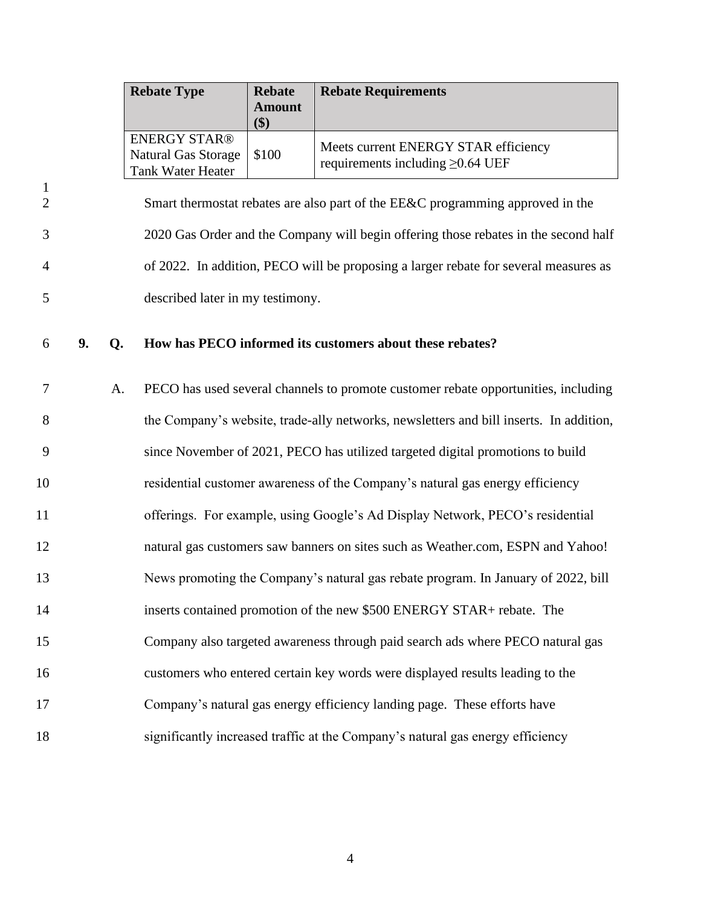| Rebate Type | Rebate Amount ($) | Rebate Requirements |
|---|---|---|
| ENERGY STAR® Natural Gas Storage Tank Water Heater | $100 | Meets current ENERGY STAR efficiency requirements including ≥0.64 UEF |

Smart thermostat rebates are also part of the EE&C programming approved in the 2020 Gas Order and the Company will begin offering those rebates in the second half of 2022. In addition, PECO will be proposing a larger rebate for several measures as described later in my testimony.

**9. Q. How has PECO informed its customers about these rebates?**

A. PECO has used several channels to promote customer rebate opportunities, including the Company's website, trade-ally networks, newsletters and bill inserts. In addition, since November of 2021, PECO has utilized targeted digital promotions to build residential customer awareness of the Company's natural gas energy efficiency offerings. For example, using Google's Ad Display Network, PECO's residential natural gas customers saw banners on sites such as Weather.com, ESPN and Yahoo! News promoting the Company's natural gas rebate program. In January of 2022, bill inserts contained promotion of the new $500 ENERGY STAR+ rebate. The Company also targeted awareness through paid search ads where PECO natural gas customers who entered certain key words were displayed results leading to the Company's natural gas energy efficiency landing page. These efforts have significantly increased traffic at the Company's natural gas energy efficiency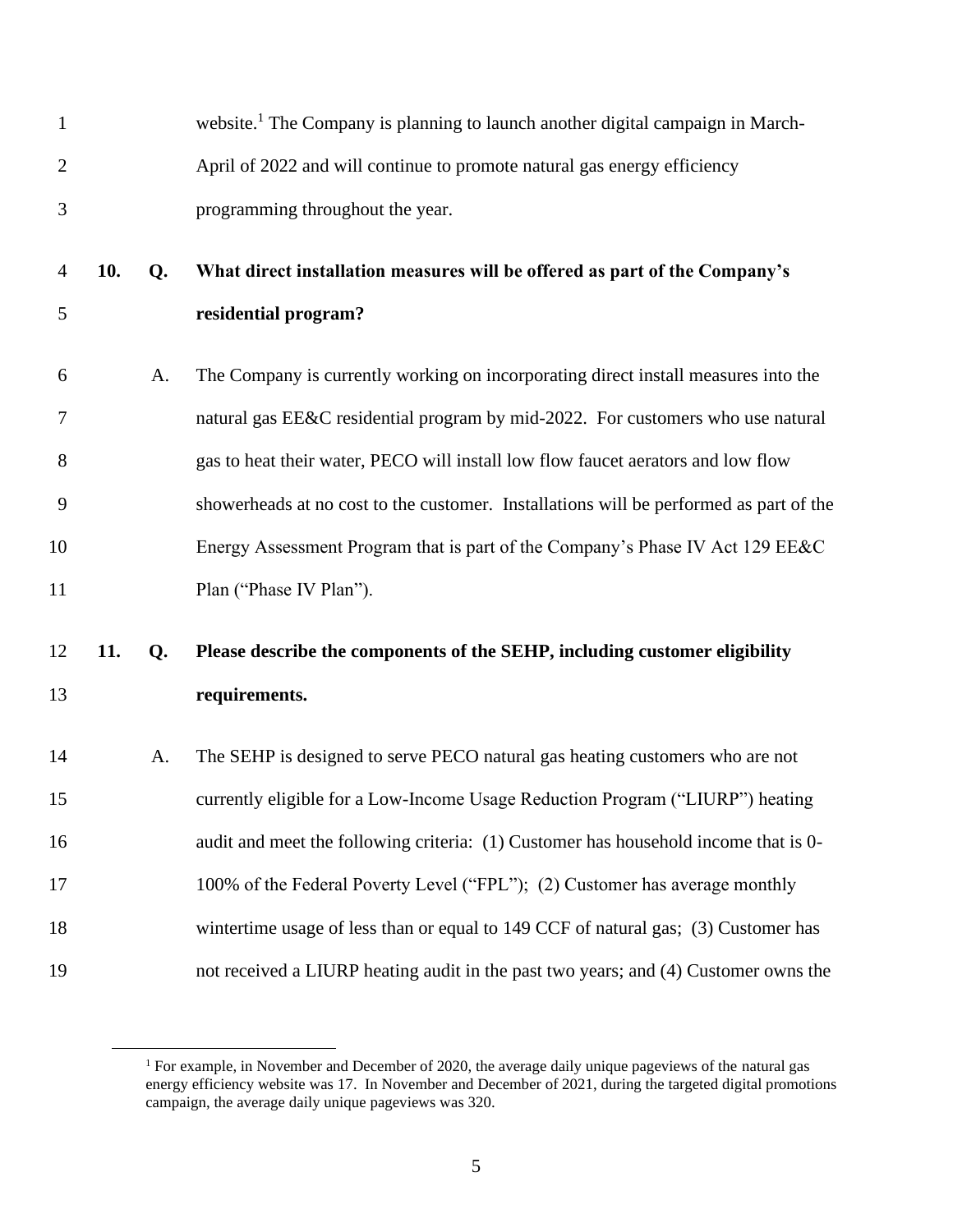website.[1] The Company is planning to launch another digital campaign in March-April of 2022 and will continue to promote natural gas energy efficiency programming throughout the year.

**10. Q. What direct installation measures will be offered as part of the Company's residential program?**

A. The Company is currently working on incorporating direct install measures into the natural gas EE&C residential program by mid-2022. For customers who use natural gas to heat their water, PECO will install low flow faucet aerators and low flow showerheads at no cost to the customer. Installations will be performed as part of the Energy Assessment Program that is part of the Company's Phase IV Act 129 EE&C Plan ("Phase IV Plan").

**11. Q. Please describe the components of the SEHP, including customer eligibility requirements.**

A. The SEHP is designed to serve PECO natural gas heating customers who are not currently eligible for a Low-Income Usage Reduction Program ("LIURP") heating audit and meet the following criteria: (1) Customer has household income that is 0-100% of the Federal Poverty Level ("FPL"); (2) Customer has average monthly wintertime usage of less than or equal to 149 CCF of natural gas; (3) Customer has not received a LIURP heating audit in the past two years; and (4) Customer owns the

---

[1] For example, in November and December of 2020, the average daily unique pageviews of the natural gas energy efficiency website was 17. In November and December of 2021, during the targeted digital promotions campaign, the average daily unique pageviews was 320.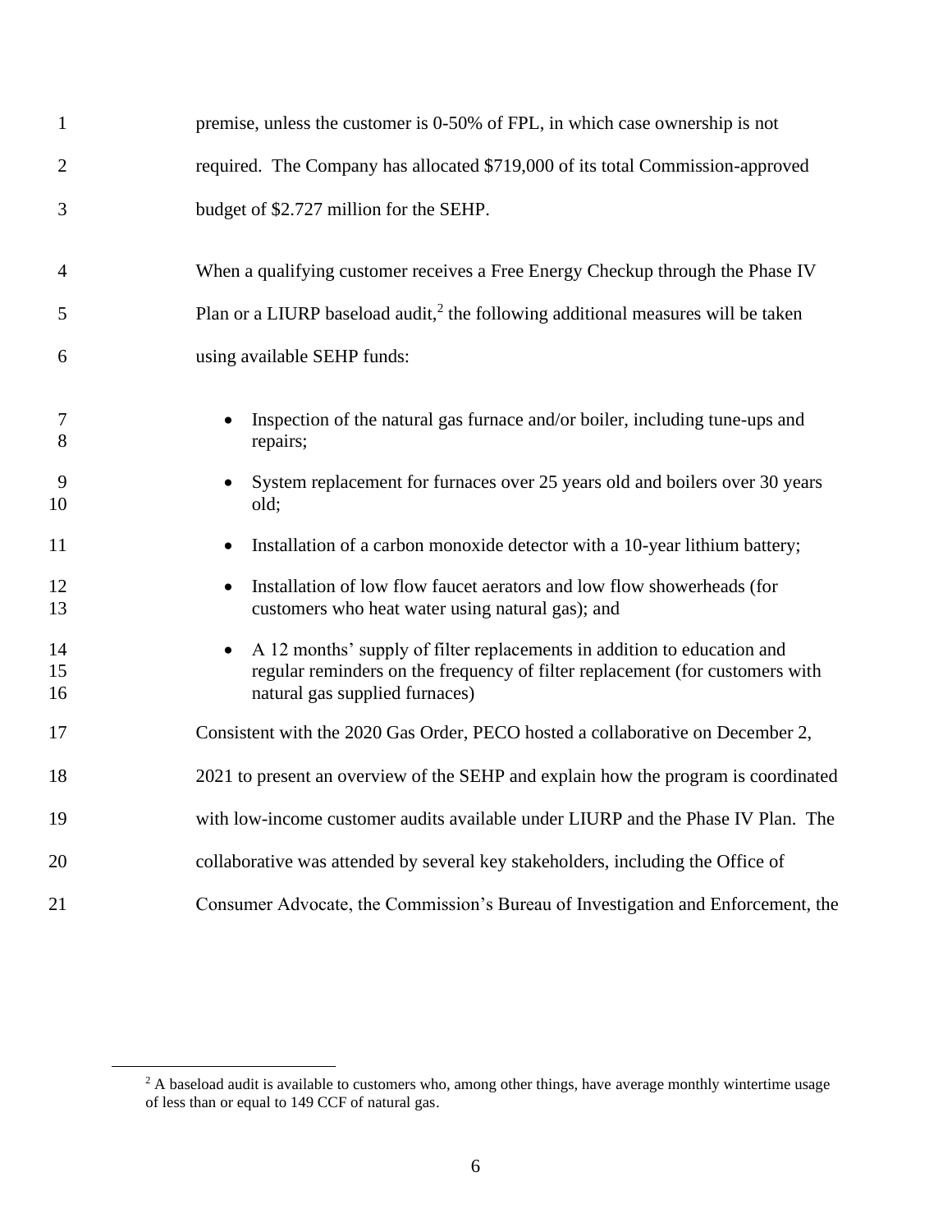premise, unless the customer is 0-50% of FPL, in which case ownership is not required. The Company has allocated $719,000 of its total Commission-approved budget of $2.727 million for the SEHP.

When a qualifying customer receives a Free Energy Checkup through the Phase IV Plan or a LIURP baseload audit,[2] the following additional measures will be taken using available SEHP funds:

- Inspection of the natural gas furnace and/or boiler, including tune-ups and repairs;
- System replacement for furnaces over 25 years old and boilers over 30 years old;
- Installation of a carbon monoxide detector with a 10-year lithium battery;
- Installation of low flow faucet aerators and low flow showerheads (for customers who heat water using natural gas); and
- A 12 months' supply of filter replacements in addition to education and regular reminders on the frequency of filter replacement (for customers with natural gas supplied furnaces)

Consistent with the 2020 Gas Order, PECO hosted a collaborative on December 2, 2021 to present an overview of the SEHP and explain how the program is coordinated with low-income customer audits available under LIURP and the Phase IV Plan. The collaborative was attended by several key stakeholders, including the Office of Consumer Advocate, the Commission's Bureau of Investigation and Enforcement, the

[2] A baseload audit is available to customers who, among other things, have average monthly wintertime usage of less than or equal to 149 CCF of natural gas.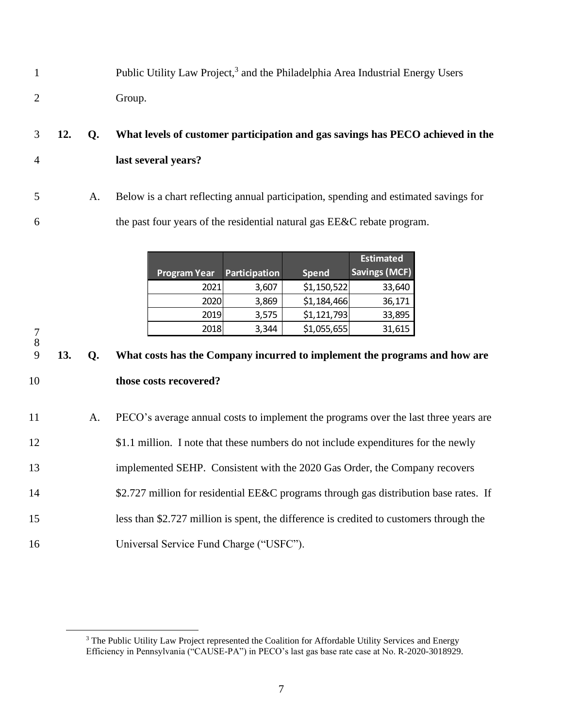Public Utility Law Project,[3] and the Philadelphia Area Industrial Energy Users Group.

**12. Q. What levels of customer participation and gas savings has PECO achieved in the last several years?**

A. Below is a chart reflecting annual participation, spending and estimated savings for the past four years of the residential natural gas EE&C rebate program.

| Program Year | Participation | Spend | Estimated Savings (MCF) |
|---|---|---|---|
| 2021 | 3,607 | $1,150,522 | 33,640 |
| 2020 | 3,869 | $1,184,466 | 36,171 |
| 2019 | 3,575 | $1,121,793 | 33,895 |
| 2018 | 3,344 | $1,055,655 | 31,615 |

**13. Q. What costs has the Company incurred to implement the programs and how are those costs recovered?**

A. PECO's average annual costs to implement the programs over the last three years are $1.1 million. I note that these numbers do not include expenditures for the newly implemented SEHP. Consistent with the 2020 Gas Order, the Company recovers $2.727 million for residential EE&C programs through gas distribution base rates. If less than $2.727 million is spent, the difference is credited to customers through the Universal Service Fund Charge ("USFC").

[3] The Public Utility Law Project represented the Coalition for Affordable Utility Services and Energy Efficiency in Pennsylvania ("CAUSE-PA") in PECO's last gas base rate case at No. R-2020-3018929.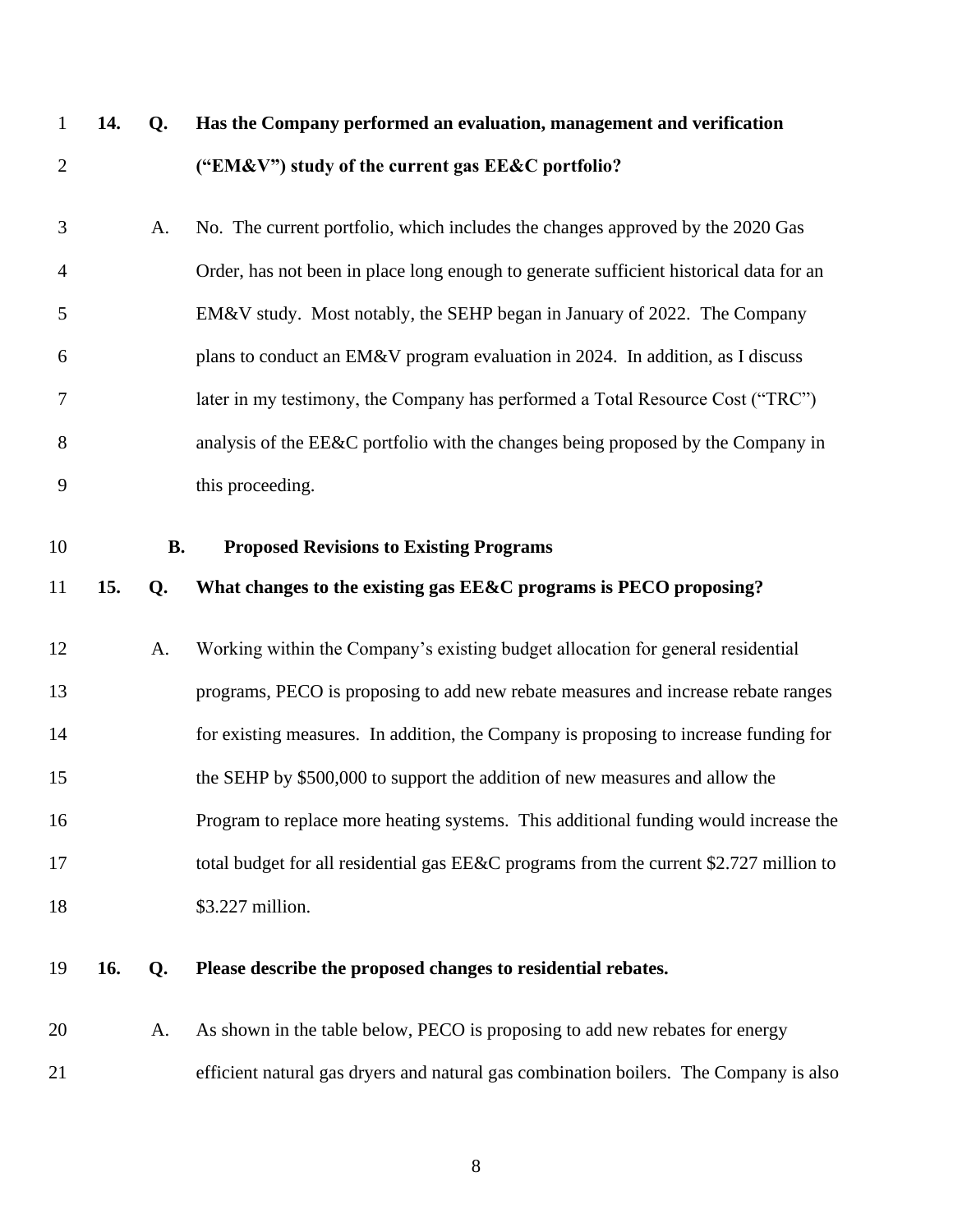**14. Q. Has the Company performed an evaluation, management and verification ("EM&V") study of the current gas EE&C portfolio?**

A. No. The current portfolio, which includes the changes approved by the 2020 Gas Order, has not been in place long enough to generate sufficient historical data for an EM&V study. Most notably, the SEHP began in January of 2022. The Company plans to conduct an EM&V program evaluation in 2024. In addition, as I discuss later in my testimony, the Company has performed a Total Resource Cost ("TRC") analysis of the EE&C portfolio with the changes being proposed by the Company in this proceeding.

### B. Proposed Revisions to Existing Programs

**15. Q. What changes to the existing gas EE&C programs is PECO proposing?**

A. Working within the Company's existing budget allocation for general residential programs, PECO is proposing to add new rebate measures and increase rebate ranges for existing measures. In addition, the Company is proposing to increase funding for the SEHP by $500,000 to support the addition of new measures and allow the Program to replace more heating systems. This additional funding would increase the total budget for all residential gas EE&C programs from the current $2.727 million to $3.227 million.

**16. Q. Please describe the proposed changes to residential rebates.**

A. As shown in the table below, PECO is proposing to add new rebates for energy efficient natural gas dryers and natural gas combination boilers. The Company is also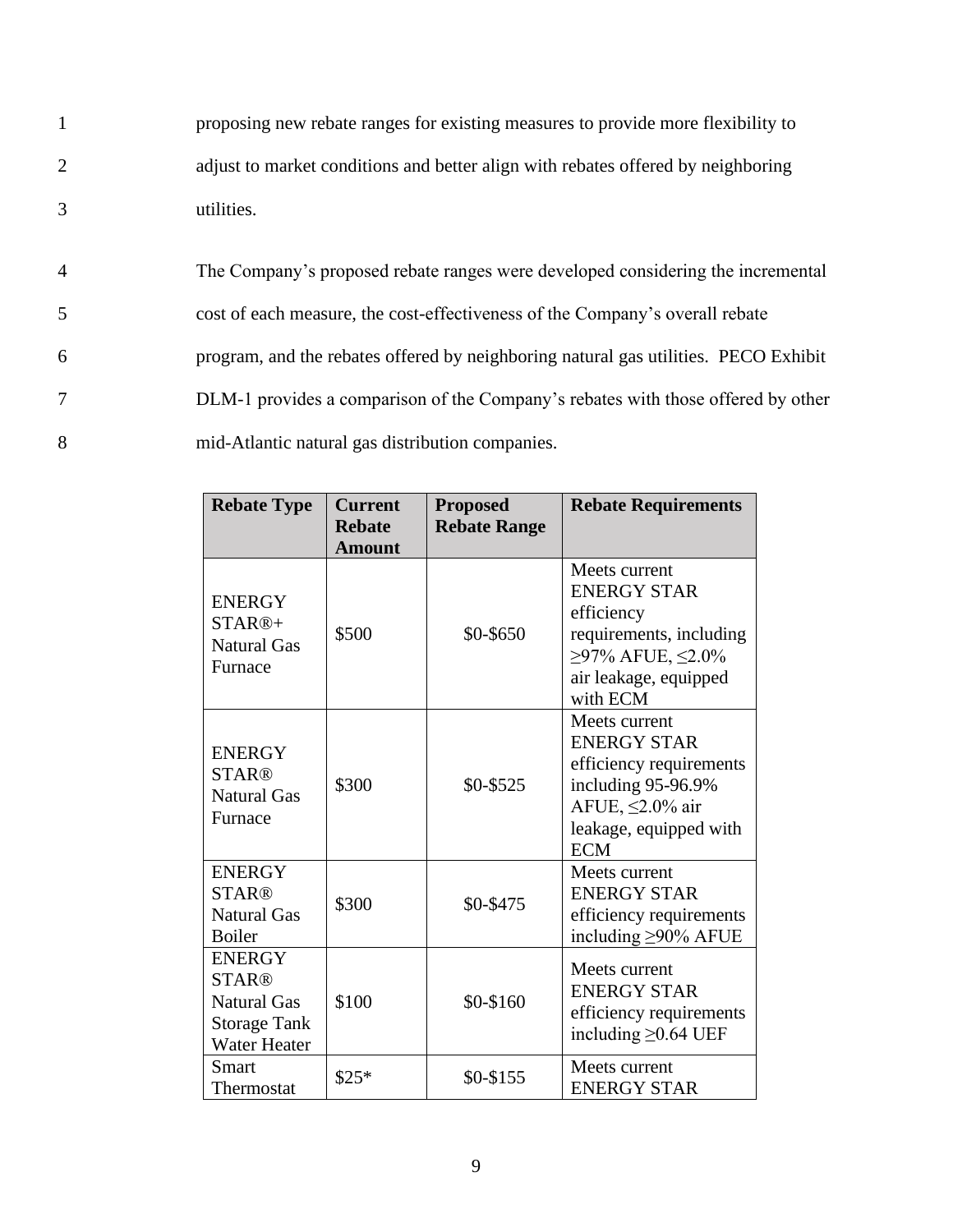proposing new rebate ranges for existing measures to provide more flexibility to adjust to market conditions and better align with rebates offered by neighboring utilities.

The Company's proposed rebate ranges were developed considering the incremental cost of each measure, the cost-effectiveness of the Company's overall rebate program, and the rebates offered by neighboring natural gas utilities. PECO Exhibit DLM-1 provides a comparison of the Company's rebates with those offered by other mid-Atlantic natural gas distribution companies.

| Rebate Type | Current Rebate Amount | Proposed Rebate Range | Rebate Requirements |
|---|---|---|---|
| ENERGY STAR®+ Natural Gas Furnace | $500 | $0-$650 | Meets current ENERGY STAR efficiency requirements, including ≥97% AFUE, ≤2.0% air leakage, equipped with ECM |
| ENERGY STAR® Natural Gas Furnace | $300 | $0-$525 | Meets current ENERGY STAR efficiency requirements including 95-96.9% AFUE, ≤2.0% air leakage, equipped with ECM |
| ENERGY STAR® Natural Gas Boiler | $300 | $0-$475 | Meets current ENERGY STAR efficiency requirements including ≥90% AFUE |
| ENERGY STAR® Natural Gas Storage Tank Water Heater | $100 | $0-$160 | Meets current ENERGY STAR efficiency requirements including ≥0.64 UEF |
| Smart Thermostat | $25* | $0-$155 | Meets current ENERGY STAR |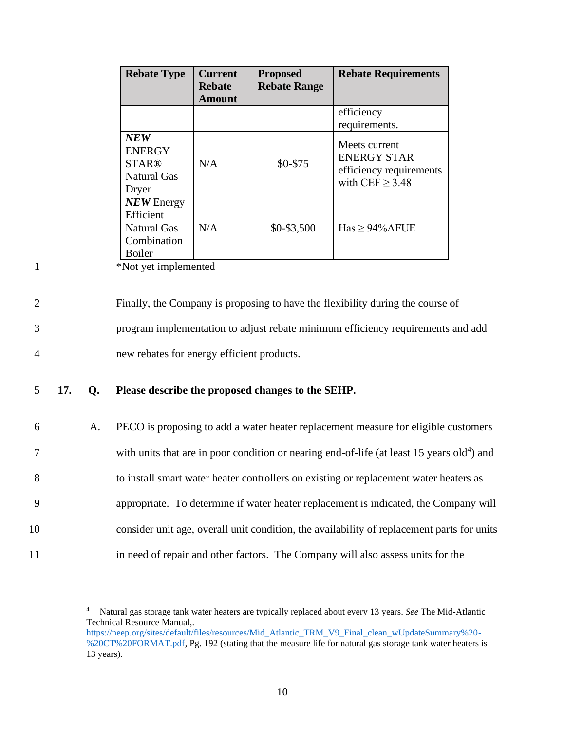| Rebate Type | Current Rebate Amount | Proposed Rebate Range | Rebate Requirements |
|---|---|---|---|
| | | | efficiency requirements. |
| ***NEW*** ENERGY STAR® Natural Gas Dryer | N/A | \$0-\$75 | Meets current ENERGY STAR efficiency requirements with CEF ≥ 3.48 |
| ***NEW*** Energy Efficient Natural Gas Combination Boiler | N/A | \$0-\$3,500 | Has ≥ 94%AFUE |

*Not yet implemented

Finally, the Company is proposing to have the flexibility during the course of program implementation to adjust rebate minimum efficiency requirements and add new rebates for energy efficient products.

**17. Q. Please describe the proposed changes to the SEHP.**

A. PECO is proposing to add a water heater replacement measure for eligible customers with units that are in poor condition or nearing end-of-life (at least 15 years old[4]) and to install smart water heater controllers on existing or replacement water heaters as appropriate. To determine if water heater replacement is indicated, the Company will consider unit age, overall unit condition, the availability of replacement parts for units in need of repair and other factors. The Company will also assess units for the

[4] Natural gas storage tank water heaters are typically replaced about every 13 years. *See* The Mid-Atlantic Technical Resource Manual,. https://neep.org/sites/default/files/resources/Mid_Atlantic_TRM_V9_Final_clean_wUpdateSummary%20-%20CT%20FORMAT.pdf, Pg. 192 (stating that the measure life for natural gas storage tank water heaters is 13 years).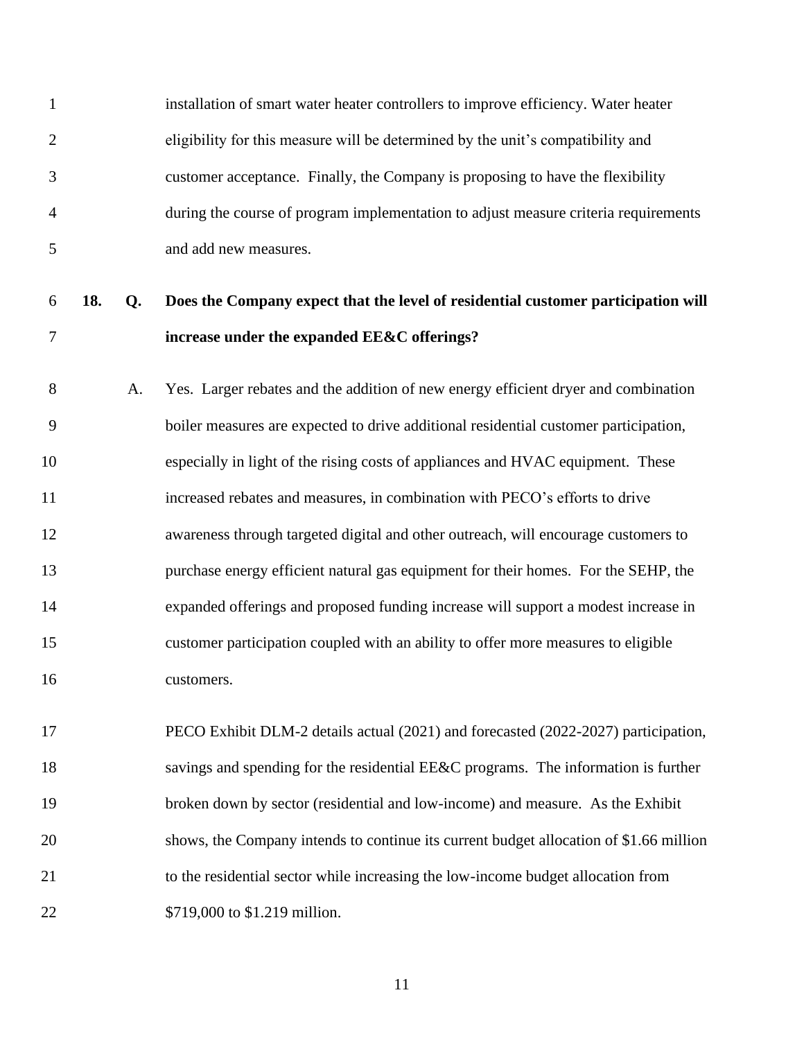installation of smart water heater controllers to improve efficiency. Water heater eligibility for this measure will be determined by the unit's compatibility and customer acceptance. Finally, the Company is proposing to have the flexibility during the course of program implementation to adjust measure criteria requirements and add new measures.

**18. Q. Does the Company expect that the level of residential customer participation will increase under the expanded EE&C offerings?**

A. Yes. Larger rebates and the addition of new energy efficient dryer and combination boiler measures are expected to drive additional residential customer participation, especially in light of the rising costs of appliances and HVAC equipment. These increased rebates and measures, in combination with PECO's efforts to drive awareness through targeted digital and other outreach, will encourage customers to purchase energy efficient natural gas equipment for their homes. For the SEHP, the expanded offerings and proposed funding increase will support a modest increase in customer participation coupled with an ability to offer more measures to eligible customers.

PECO Exhibit DLM-2 details actual (2021) and forecasted (2022-2027) participation, savings and spending for the residential EE&C programs. The information is further broken down by sector (residential and low-income) and measure. As the Exhibit shows, the Company intends to continue its current budget allocation of $1.66 million to the residential sector while increasing the low-income budget allocation from $719,000 to $1.219 million.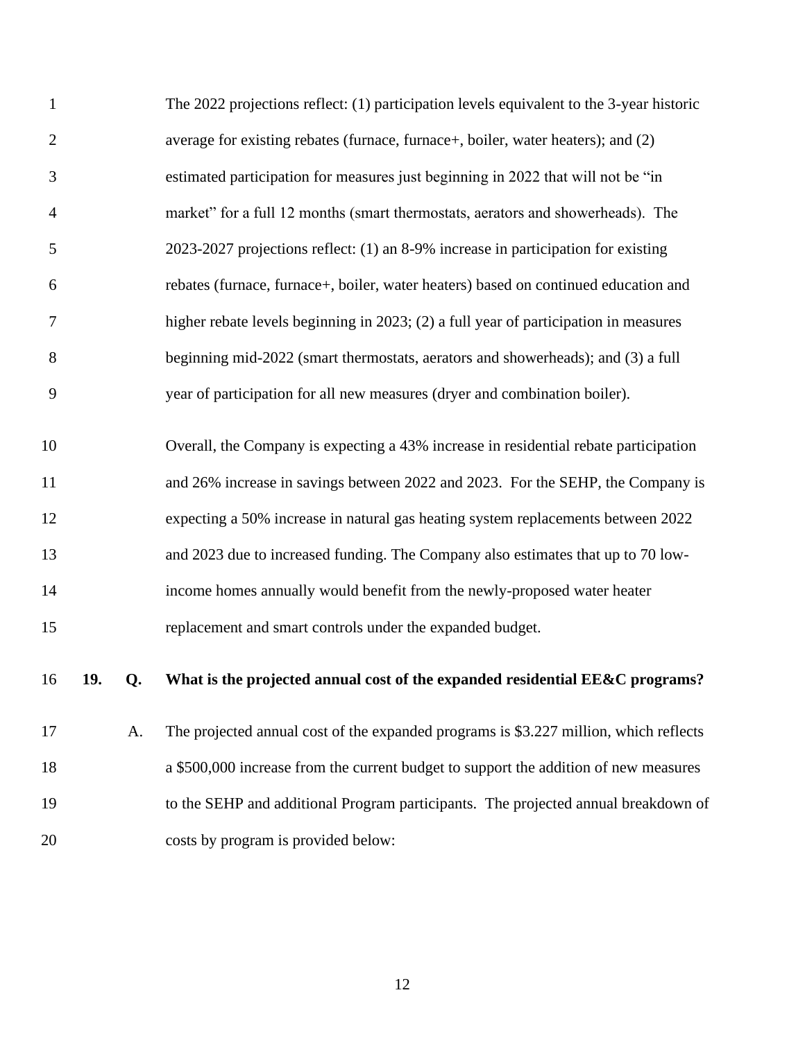The 2022 projections reflect: (1) participation levels equivalent to the 3-year historic average for existing rebates (furnace, furnace+, boiler, water heaters); and (2) estimated participation for measures just beginning in 2022 that will not be "in market" for a full 12 months (smart thermostats, aerators and showerheads). The 2023-2027 projections reflect: (1) an 8-9% increase in participation for existing rebates (furnace, furnace+, boiler, water heaters) based on continued education and higher rebate levels beginning in 2023; (2) a full year of participation in measures beginning mid-2022 (smart thermostats, aerators and showerheads); and (3) a full year of participation for all new measures (dryer and combination boiler).

Overall, the Company is expecting a 43% increase in residential rebate participation and 26% increase in savings between 2022 and 2023. For the SEHP, the Company is expecting a 50% increase in natural gas heating system replacements between 2022 and 2023 due to increased funding. The Company also estimates that up to 70 low-income homes annually would benefit from the newly-proposed water heater replacement and smart controls under the expanded budget.

**19. Q. What is the projected annual cost of the expanded residential EE&C programs?**

A. The projected annual cost of the expanded programs is $3.227 million, which reflects a $500,000 increase from the current budget to support the addition of new measures to the SEHP and additional Program participants. The projected annual breakdown of costs by program is provided below: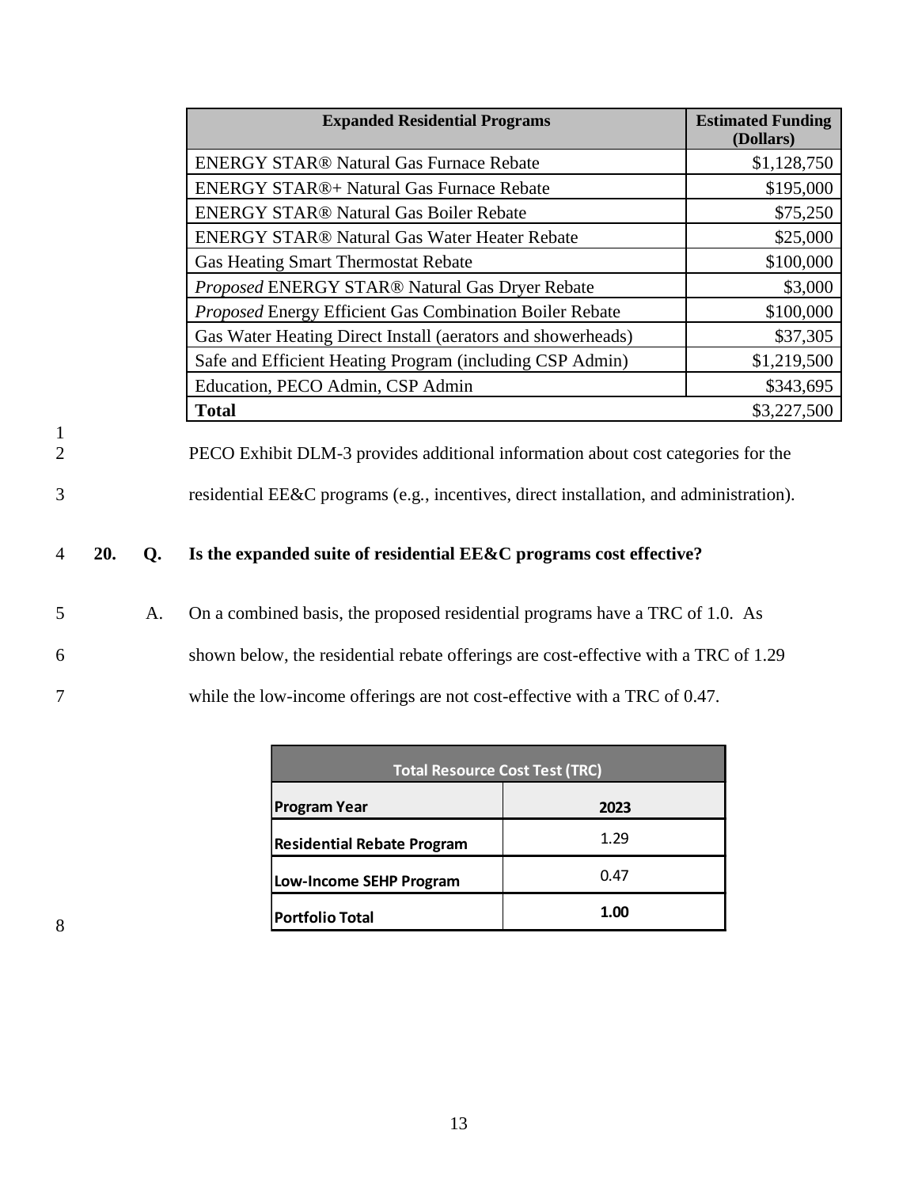| Expanded Residential Programs | Estimated Funding (Dollars) |
|---|---|
| ENERGY STAR® Natural Gas Furnace Rebate | $1,128,750 |
| ENERGY STAR®+ Natural Gas Furnace Rebate | $195,000 |
| ENERGY STAR® Natural Gas Boiler Rebate | $75,250 |
| ENERGY STAR® Natural Gas Water Heater Rebate | $25,000 |
| Gas Heating Smart Thermostat Rebate | $100,000 |
| *Proposed* ENERGY STAR® Natural Gas Dryer Rebate | $3,000 |
| *Proposed* Energy Efficient Gas Combination Boiler Rebate | $100,000 |
| Gas Water Heating Direct Install (aerators and showerheads) | $37,305 |
| Safe and Efficient Heating Program (including CSP Admin) | $1,219,500 |
| Education, PECO Admin, CSP Admin | $343,695 |
| **Total** | $3,227,500 |

PECO Exhibit DLM-3 provides additional information about cost categories for the residential EE&C programs (e.g., incentives, direct installation, and administration).

**20. Q. Is the expanded suite of residential EE&C programs cost effective?**

A. On a combined basis, the proposed residential programs have a TRC of 1.0. As shown below, the residential rebate offerings are cost-effective with a TRC of 1.29 while the low-income offerings are not cost-effective with a TRC of 0.47.

| Total Resource Cost Test (TRC) | |
|---|---|
| **Program Year** | **2023** |
| **Residential Rebate Program** | 1.29 |
| **Low-Income SEHP Program** | 0.47 |
| **Portfolio Total** | **1.00** |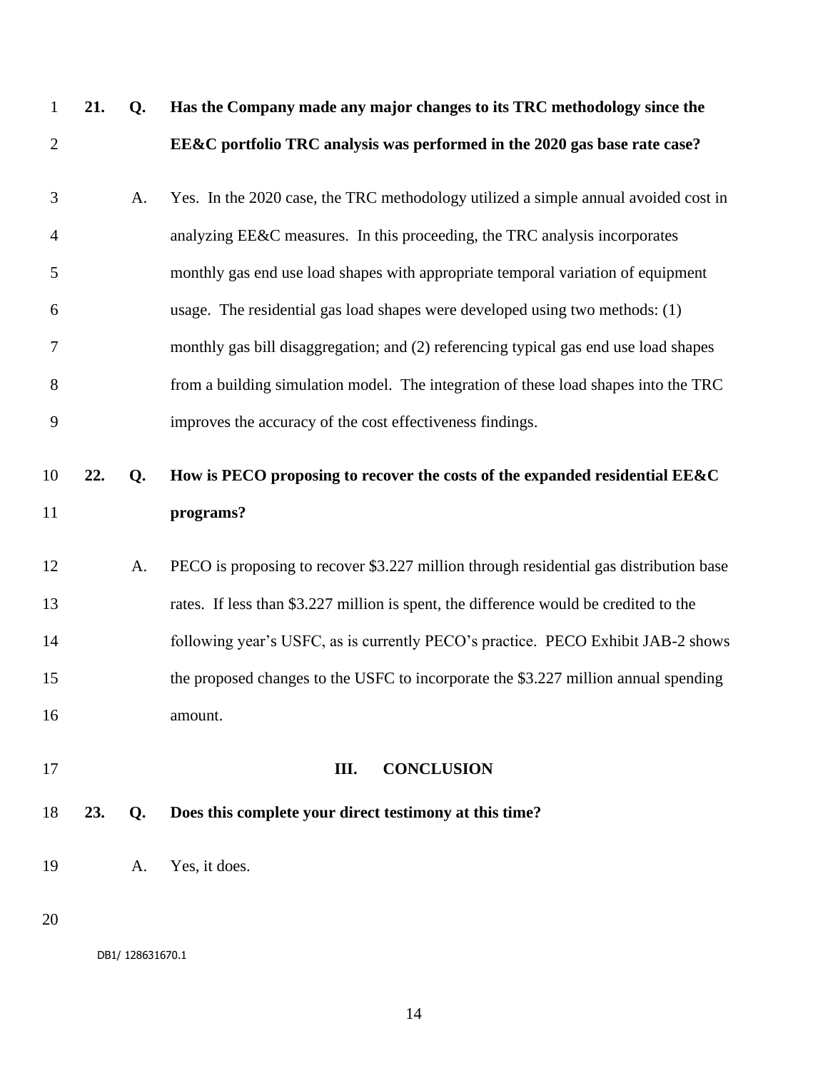**21. Q. Has the Company made any major changes to its TRC methodology since the EE&C portfolio TRC analysis was performed in the 2020 gas base rate case?**

A. Yes. In the 2020 case, the TRC methodology utilized a simple annual avoided cost in analyzing EE&C measures. In this proceeding, the TRC analysis incorporates monthly gas end use load shapes with appropriate temporal variation of equipment usage. The residential gas load shapes were developed using two methods: (1) monthly gas bill disaggregation; and (2) referencing typical gas end use load shapes from a building simulation model. The integration of these load shapes into the TRC improves the accuracy of the cost effectiveness findings.

**22. Q. How is PECO proposing to recover the costs of the expanded residential EE&C programs?**

A. PECO is proposing to recover $3.227 million through residential gas distribution base rates. If less than $3.227 million is spent, the difference would be credited to the following year's USFC, as is currently PECO's practice. PECO Exhibit JAB-2 shows the proposed changes to the USFC to incorporate the $3.227 million annual spending amount.

## III. CONCLUSION

**23. Q. Does this complete your direct testimony at this time?**

A. Yes, it does.

DB1/ 128631670.1